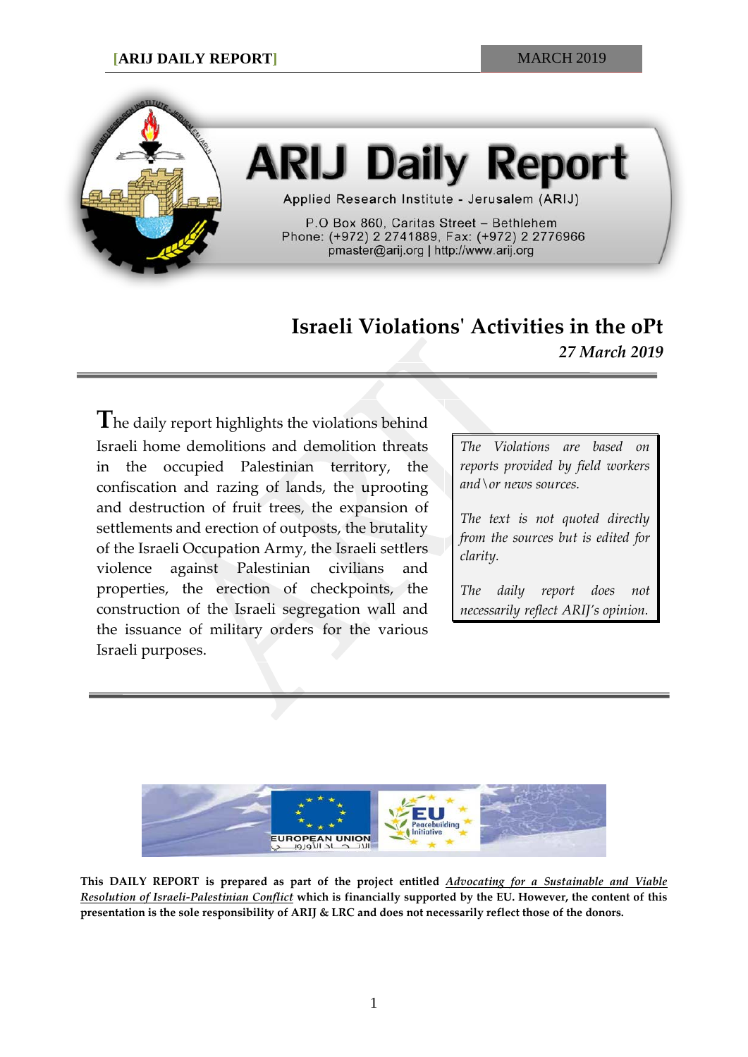# ARIJ Daily Report

Applied Research Institute - Jerusalem (ARIJ)

P.O Box 860, Caritas Street – Bethlehem
Phone: (+972) 2 2741889, Fax: (+972) 2 2776966
pmaster@arij.org | http://www.arij.org

## Israeli Violations' Activities in the oPt

*27 March 2019*

The daily report highlights the violations behind Israeli home demolitions and demolition threats in the occupied Palestinian territory, the confiscation and razing of lands, the uprooting and destruction of fruit trees, the expansion of settlements and erection of outposts, the brutality of the Israeli Occupation Army, the Israeli settlers violence against Palestinian civilians and properties, the erection of checkpoints, the construction of the Israeli segregation wall and the issuance of military orders for the various Israeli purposes.

*The Violations are based on reports provided by field workers and\or news sources.*

*The text is not quoted directly from the sources but is edited for clarity.*

*The daily report does not necessarily reflect ARIJ's opinion.*

**This DAILY REPORT is prepared as part of the project entitled *Advocating for a Sustainable and Viable Resolution of Israeli-Palestinian Conflict* which is financially supported by the EU. However, the content of this presentation is the sole responsibility of ARIJ & LRC and does not necessarily reflect those of the donors.**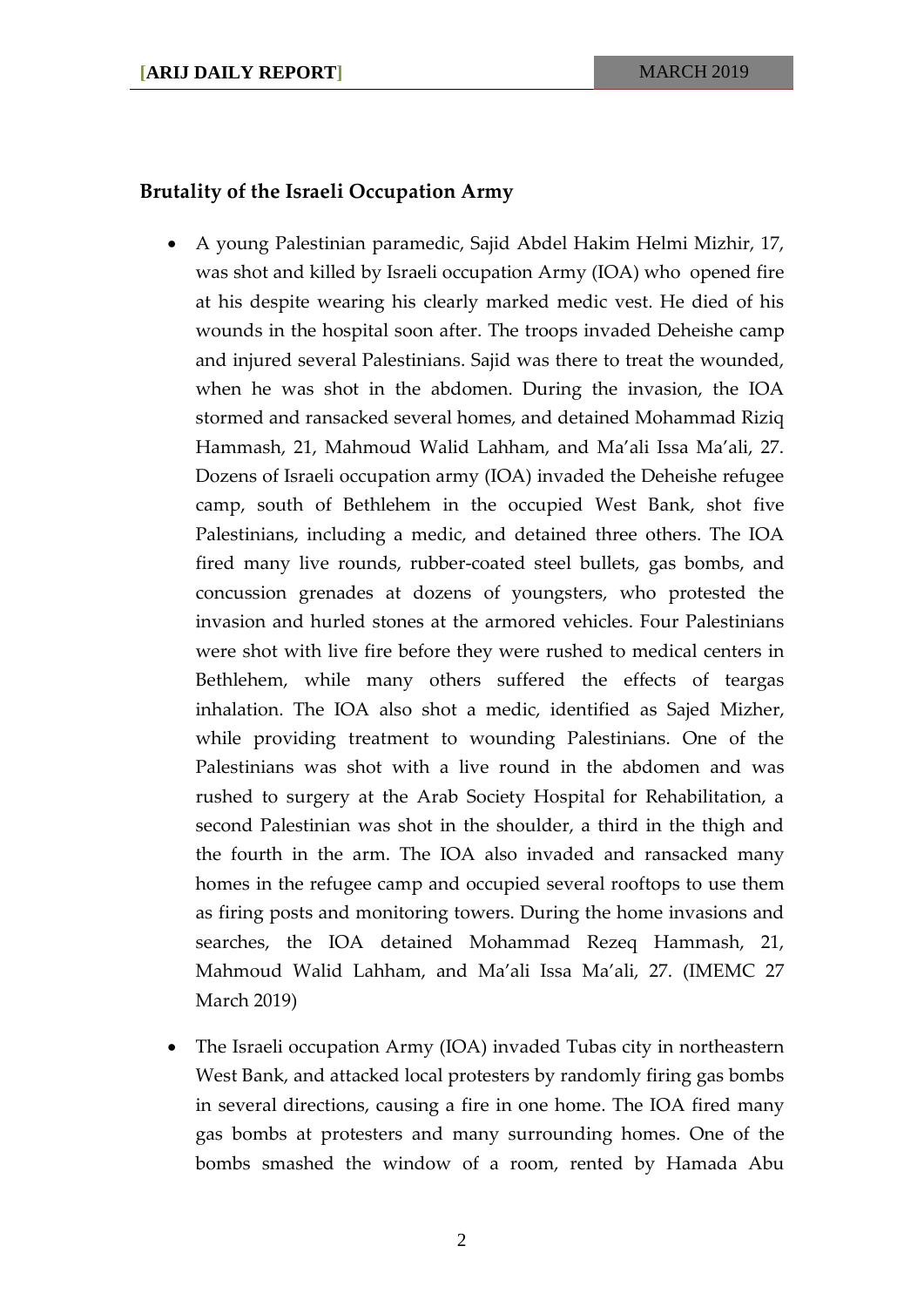### Brutality of the Israeli Occupation Army

- A young Palestinian paramedic, Sajid Abdel Hakim Helmi Mizhir, 17, was shot and killed by Israeli occupation Army (IOA) who opened fire at his despite wearing his clearly marked medic vest. He died of his wounds in the hospital soon after. The troops invaded Deheishe camp and injured several Palestinians. Sajid was there to treat the wounded, when he was shot in the abdomen. During the invasion, the IOA stormed and ransacked several homes, and detained Mohammad Riziq Hammash, 21, Mahmoud Walid Lahham, and Ma'ali Issa Ma'ali, 27. Dozens of Israeli occupation army (IOA) invaded the Deheishe refugee camp, south of Bethlehem in the occupied West Bank, shot five Palestinians, including a medic, and detained three others. The IOA fired many live rounds, rubber-coated steel bullets, gas bombs, and concussion grenades at dozens of youngsters, who protested the invasion and hurled stones at the armored vehicles. Four Palestinians were shot with live fire before they were rushed to medical centers in Bethlehem, while many others suffered the effects of teargas inhalation. The IOA also shot a medic, identified as Sajed Mizher, while providing treatment to wounding Palestinians. One of the Palestinians was shot with a live round in the abdomen and was rushed to surgery at the Arab Society Hospital for Rehabilitation, a second Palestinian was shot in the shoulder, a third in the thigh and the fourth in the arm. The IOA also invaded and ransacked many homes in the refugee camp and occupied several rooftops to use them as firing posts and monitoring towers. During the home invasions and searches, the IOA detained Mohammad Rezeq Hammash, 21, Mahmoud Walid Lahham, and Ma'ali Issa Ma'ali, 27. (IMEMC 27 March 2019)

- The Israeli occupation Army (IOA) invaded Tubas city in northeastern West Bank, and attacked local protesters by randomly firing gas bombs in several directions, causing a fire in one home. The IOA fired many gas bombs at protesters and many surrounding homes. One of the bombs smashed the window of a room, rented by Hamada Abu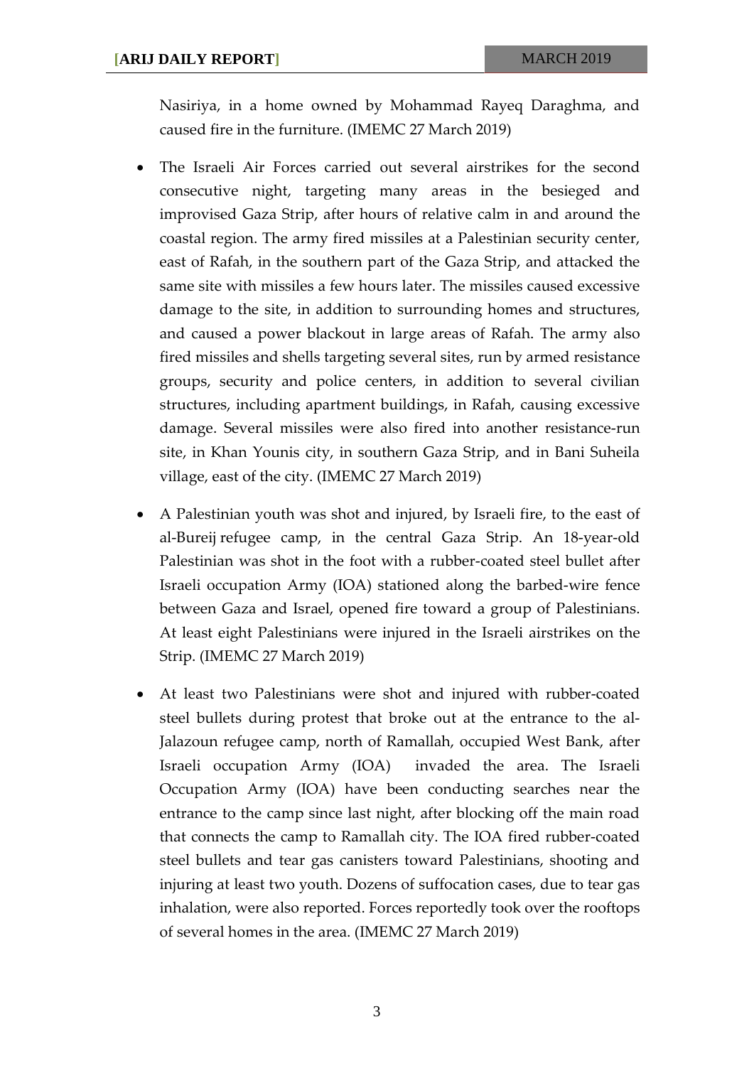Nasiriya, in a home owned by Mohammad Rayeq Daraghma, and caused fire in the furniture. (IMEMC 27 March 2019)

- The Israeli Air Forces carried out several airstrikes for the second consecutive night, targeting many areas in the besieged and improvised Gaza Strip, after hours of relative calm in and around the coastal region. The army fired missiles at a Palestinian security center, east of Rafah, in the southern part of the Gaza Strip, and attacked the same site with missiles a few hours later. The missiles caused excessive damage to the site, in addition to surrounding homes and structures, and caused a power blackout in large areas of Rafah. The army also fired missiles and shells targeting several sites, run by armed resistance groups, security and police centers, in addition to several civilian structures, including apartment buildings, in Rafah, causing excessive damage. Several missiles were also fired into another resistance-run site, in Khan Younis city, in southern Gaza Strip, and in Bani Suheila village, east of the city. (IMEMC 27 March 2019)

- A Palestinian youth was shot and injured, by Israeli fire, to the east of al-Bureij refugee camp, in the central Gaza Strip. An 18-year-old Palestinian was shot in the foot with a rubber-coated steel bullet after Israeli occupation Army (IOA) stationed along the barbed-wire fence between Gaza and Israel, opened fire toward a group of Palestinians. At least eight Palestinians were injured in the Israeli airstrikes on the Strip. (IMEMC 27 March 2019)

- At least two Palestinians were shot and injured with rubber-coated steel bullets during protest that broke out at the entrance to the al-Jalazoun refugee camp, north of Ramallah, occupied West Bank, after Israeli occupation Army (IOA) invaded the area. The Israeli Occupation Army (IOA) have been conducting searches near the entrance to the camp since last night, after blocking off the main road that connects the camp to Ramallah city. The IOA fired rubber-coated steel bullets and tear gas canisters toward Palestinians, shooting and injuring at least two youth. Dozens of suffocation cases, due to tear gas inhalation, were also reported. Forces reportedly took over the rooftops of several homes in the area. (IMEMC 27 March 2019)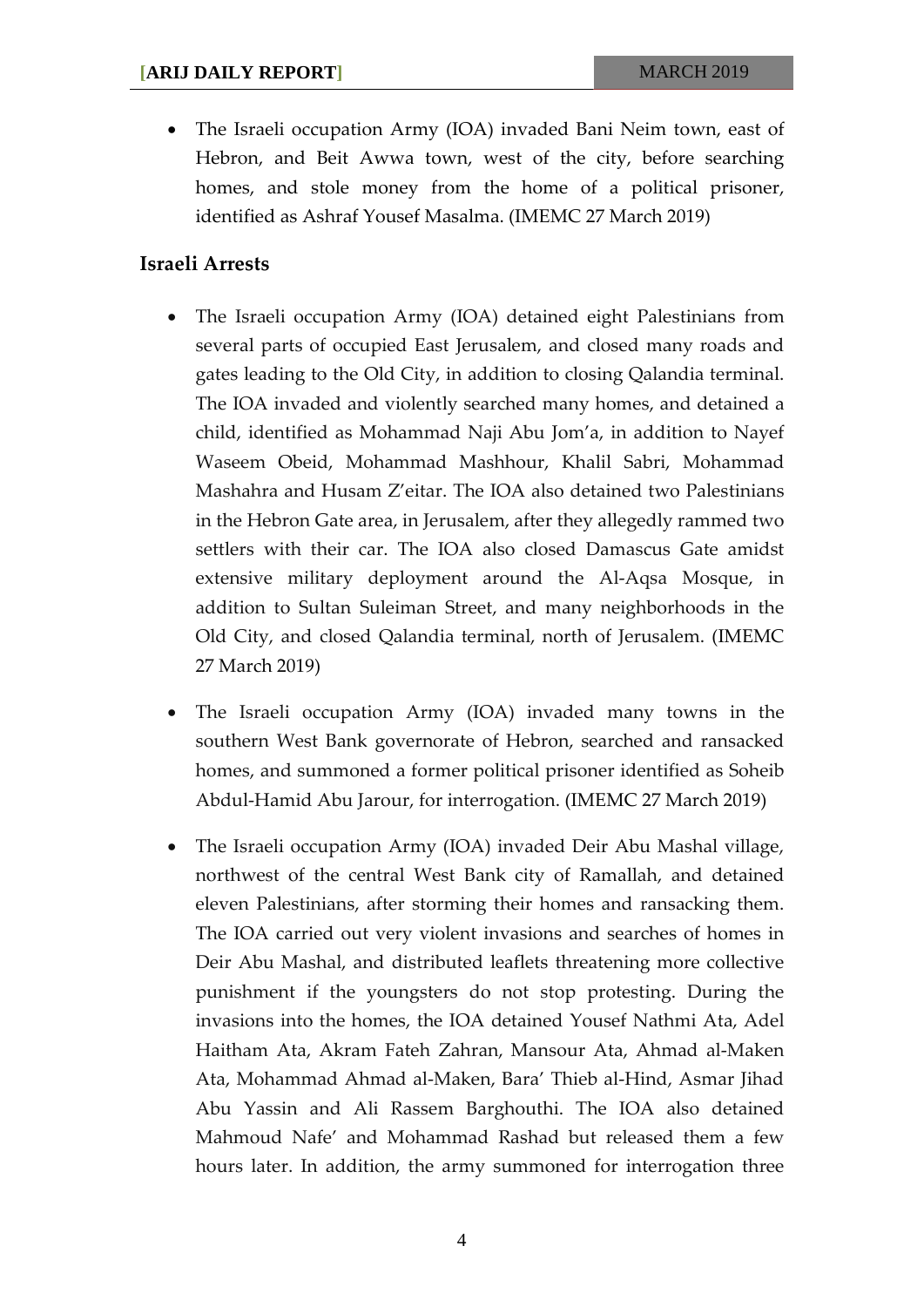- The Israeli occupation Army (IOA) invaded Bani Neim town, east of Hebron, and Beit Awwa town, west of the city, before searching homes, and stole money from the home of a political prisoner, identified as Ashraf Yousef Masalma. (IMEMC 27 March 2019)

## Israeli Arrests

- The Israeli occupation Army (IOA) detained eight Palestinians from several parts of occupied East Jerusalem, and closed many roads and gates leading to the Old City, in addition to closing Qalandia terminal. The IOA invaded and violently searched many homes, and detained a child, identified as Mohammad Naji Abu Jom'a, in addition to Nayef Waseem Obeid, Mohammad Mashhour, Khalil Sabri, Mohammad Mashahra and Husam Z'eitar. The IOA also detained two Palestinians in the Hebron Gate area, in Jerusalem, after they allegedly rammed two settlers with their car. The IOA also closed Damascus Gate amidst extensive military deployment around the Al-Aqsa Mosque, in addition to Sultan Suleiman Street, and many neighborhoods in the Old City, and closed Qalandia terminal, north of Jerusalem. (IMEMC 27 March 2019)

- The Israeli occupation Army (IOA) invaded many towns in the southern West Bank governorate of Hebron, searched and ransacked homes, and summoned a former political prisoner identified as Soheib Abdul-Hamid Abu Jarour, for interrogation. (IMEMC 27 March 2019)

- The Israeli occupation Army (IOA) invaded Deir Abu Mashal village, northwest of the central West Bank city of Ramallah, and detained eleven Palestinians, after storming their homes and ransacking them. The IOA carried out very violent invasions and searches of homes in Deir Abu Mashal, and distributed leaflets threatening more collective punishment if the youngsters do not stop protesting. During the invasions into the homes, the IOA detained Yousef Nathmi Ata, Adel Haitham Ata, Akram Fateh Zahran, Mansour Ata, Ahmad al-Maken Ata, Mohammad Ahmad al-Maken, Bara' Thieb al-Hind, Asmar Jihad Abu Yassin and Ali Rassem Barghouthi. The IOA also detained Mahmoud Nafe' and Mohammad Rashad but released them a few hours later. In addition, the army summoned for interrogation three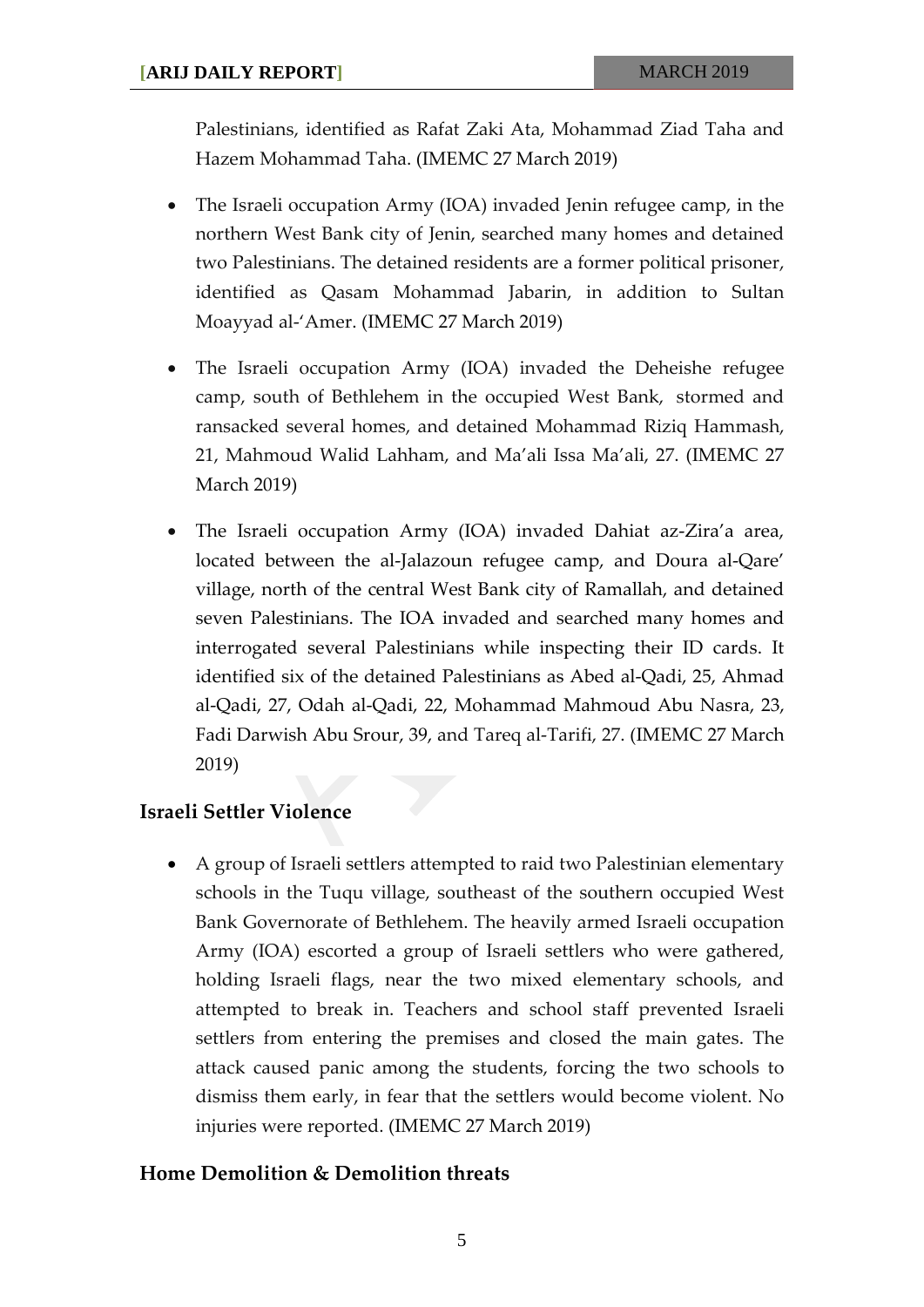Palestinians, identified as Rafat Zaki Ata, Mohammad Ziad Taha and Hazem Mohammad Taha. (IMEMC 27 March 2019)

- The Israeli occupation Army (IOA) invaded Jenin refugee camp, in the northern West Bank city of Jenin, searched many homes and detained two Palestinians. The detained residents are a former political prisoner, identified as Qasam Mohammad Jabarin, in addition to Sultan Moayyad al-'Amer. (IMEMC 27 March 2019)
- The Israeli occupation Army (IOA) invaded the Deheishe refugee camp, south of Bethlehem in the occupied West Bank, stormed and ransacked several homes, and detained Mohammad Riziq Hammash, 21, Mahmoud Walid Lahham, and Ma'ali Issa Ma'ali, 27. (IMEMC 27 March 2019)
- The Israeli occupation Army (IOA) invaded Dahiat az-Zira'a area, located between the al-Jalazoun refugee camp, and Doura al-Qare' village, north of the central West Bank city of Ramallah, and detained seven Palestinians. The IOA invaded and searched many homes and interrogated several Palestinians while inspecting their ID cards. It identified six of the detained Palestinians as Abed al-Qadi, 25, Ahmad al-Qadi, 27, Odah al-Qadi, 22, Mohammad Mahmoud Abu Nasra, 23, Fadi Darwish Abu Srour, 39, and Tareq al-Tarifi, 27. (IMEMC 27 March 2019)

## Israeli Settler Violence

- A group of Israeli settlers attempted to raid two Palestinian elementary schools in the Tuqu village, southeast of the southern occupied West Bank Governorate of Bethlehem. The heavily armed Israeli occupation Army (IOA) escorted a group of Israeli settlers who were gathered, holding Israeli flags, near the two mixed elementary schools, and attempted to break in. Teachers and school staff prevented Israeli settlers from entering the premises and closed the main gates. The attack caused panic among the students, forcing the two schools to dismiss them early, in fear that the settlers would become violent. No injuries were reported. (IMEMC 27 March 2019)

## Home Demolition & Demolition threats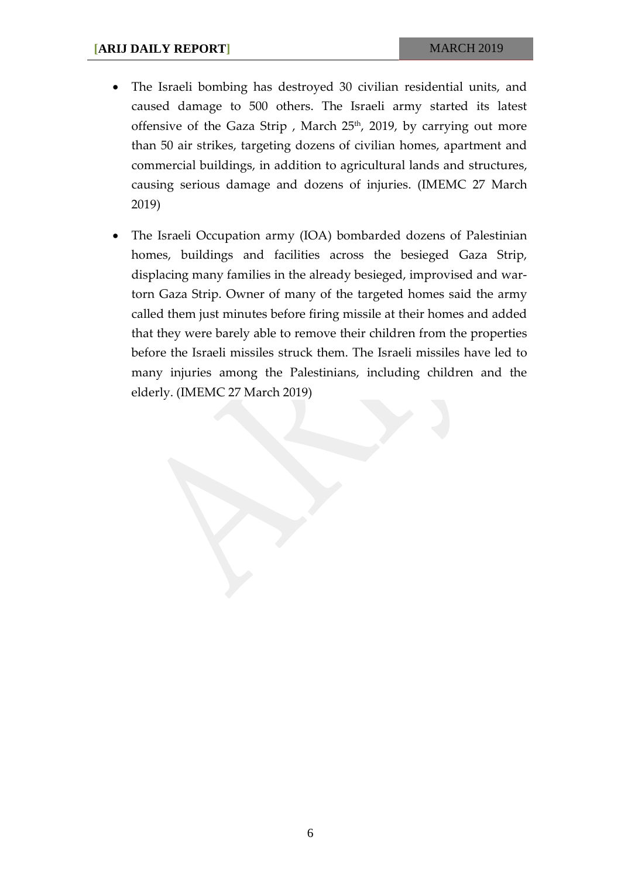- The Israeli bombing has destroyed 30 civilian residential units, and caused damage to 500 others. The Israeli army started its latest offensive of the Gaza Strip , March 25th, 2019, by carrying out more than 50 air strikes, targeting dozens of civilian homes, apartment and commercial buildings, in addition to agricultural lands and structures, causing serious damage and dozens of injuries. (IMEMC 27 March 2019)

- The Israeli Occupation army (IOA) bombarded dozens of Palestinian homes, buildings and facilities across the besieged Gaza Strip, displacing many families in the already besieged, improvised and war-torn Gaza Strip. Owner of many of the targeted homes said the army called them just minutes before firing missile at their homes and added that they were barely able to remove their children from the properties before the Israeli missiles struck them. The Israeli missiles have led to many injuries among the Palestinians, including children and the elderly. (IMEMC 27 March 2019)